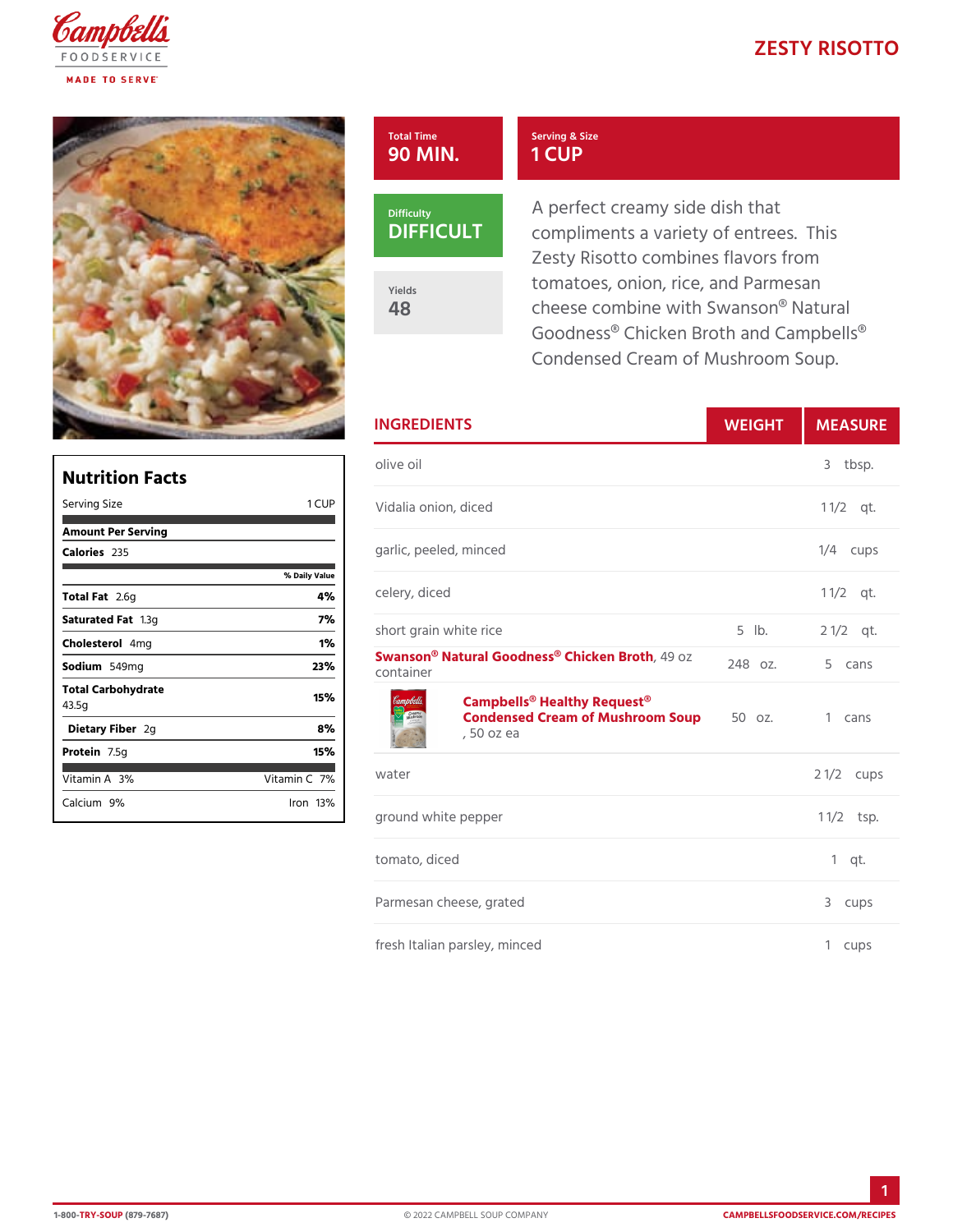# ZESTY RISOTTO

| Total Time | Serving & Size |
|---|---|
| 90 MIN. | 1 CUP |

**Difficulty**
DIFFICULT

**Yields**
48

A perfect creamy side dish that compliments a variety of entrees. This Zesty Risotto combines flavors from tomatoes, onion, rice, and Parmesan cheese combine with Swanson® Natural Goodness® Chicken Broth and Campbells® Condensed Cream of Mushroom Soup.

## Nutrition Facts

| Serving Size | 1 CUP |
|---|---|
| **Amount Per Serving** | |
| **Calories** 235 | |
| | % Daily Value |
| **Total Fat** 2.6g | 4% |
| **Saturated Fat** 1.3g | 7% |
| **Cholesterol** 4mg | 1% |
| **Sodium** 549mg | 23% |
| **Total Carbohydrate** 43.5g | 15% |
| **Dietary Fiber** 2g | 8% |
| **Protein** 7.5g | 15% |
| Vitamin A 3% | Vitamin C 7% |
| Calcium 9% | Iron 13% |

## INGREDIENTS

| Ingredient | WEIGHT | MEASURE |
|---|---|---|
| olive oil | | 3 tbsp. |
| Vidalia onion, diced | | 1 1/2 qt. |
| garlic, peeled, minced | | 1/4 cups |
| celery, diced | | 1 1/2 qt. |
| short grain white rice | 5 lb. | 2 1/2 qt. |
| **Swanson® Natural Goodness® Chicken Broth**, 49 oz container | 248 oz. | 5 cans |
| **Campbells® Healthy Request® Condensed Cream of Mushroom Soup**, 50 oz ea | 50 oz. | 1 cans |
| water | | 2 1/2 cups |
| ground white pepper | | 1 1/2 tsp. |
| tomato, diced | | 1 qt. |
| Parmesan cheese, grated | | 3 cups |
| fresh Italian parsley, minced | | 1 cups |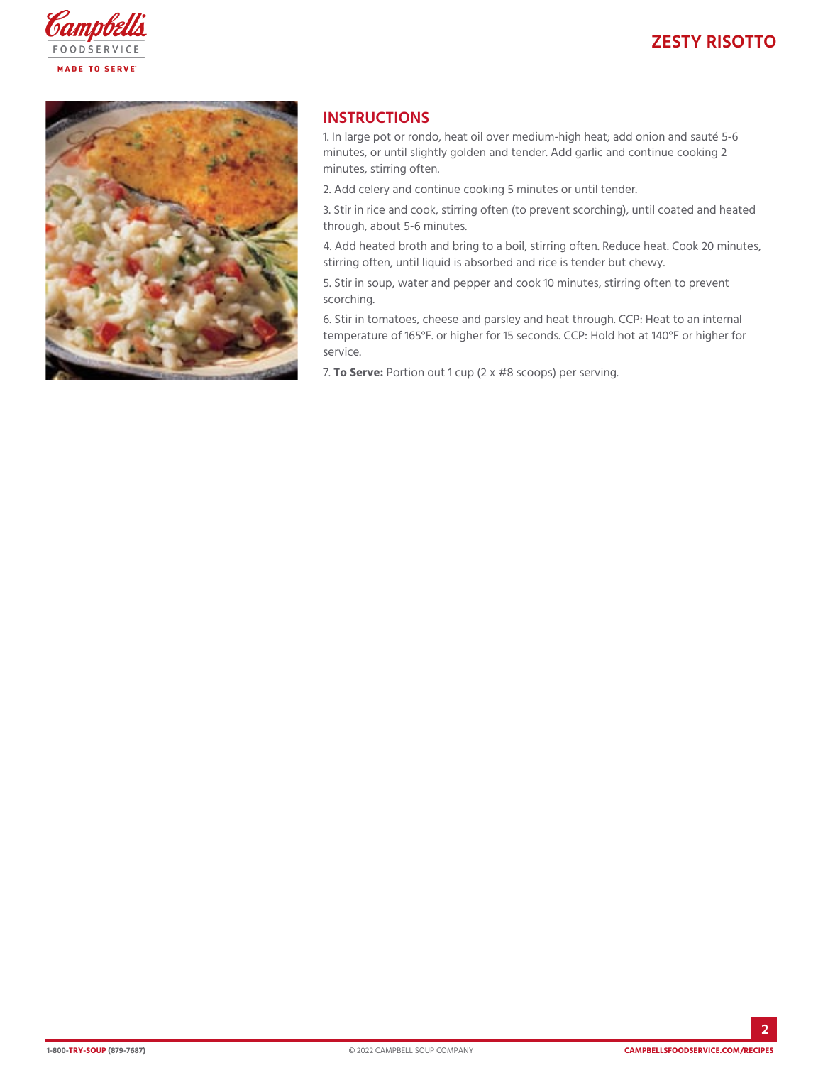## INSTRUCTIONS

1. In large pot or rondo, heat oil over medium-high heat; add onion and sauté 5-6 minutes, or until slightly golden and tender. Add garlic and continue cooking 2 minutes, stirring often.

2. Add celery and continue cooking 5 minutes or until tender.

3. Stir in rice and cook, stirring often (to prevent scorching), until coated and heated through, about 5-6 minutes.

4. Add heated broth and bring to a boil, stirring often. Reduce heat. Cook 20 minutes, stirring often, until liquid is absorbed and rice is tender but chewy.

5. Stir in soup, water and pepper and cook 10 minutes, stirring often to prevent scorching.

6. Stir in tomatoes, cheese and parsley and heat through. CCP: Heat to an internal temperature of 165°F. or higher for 15 seconds. CCP: Hold hot at 140°F or higher for service.

7. **To Serve:** Portion out 1 cup (2 x #8 scoops) per serving.